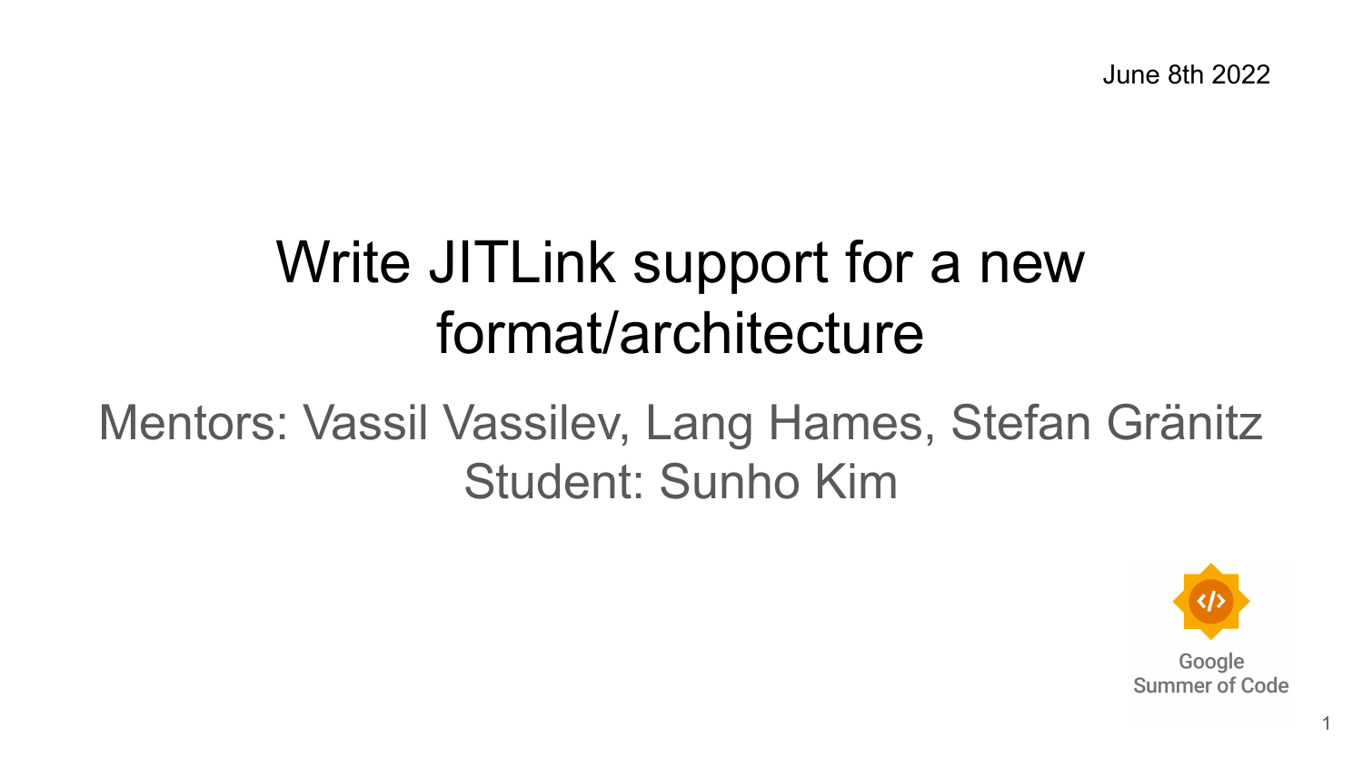June 8th 2022

# Write JITLink support for a new format/architecture

Mentors: Vassil Vassilev, Lang Hames, Stefan Gränitz
Student: Sunho Kim

Google Summer of Code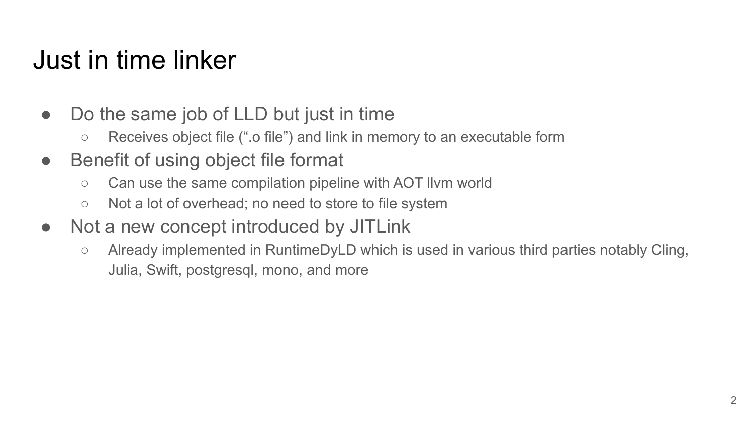# Just in time linker

- Do the same job of LLD but just in time
    - Receives object file (“.o file”) and link in memory to an executable form
- Benefit of using object file format
    - Can use the same compilation pipeline with AOT llvm world
    - Not a lot of overhead; no need to store to file system
- Not a new concept introduced by JITLink
    - Already implemented in RuntimeDyLD which is used in various third parties notably Cling, Julia, Swift, postgresql, mono, and more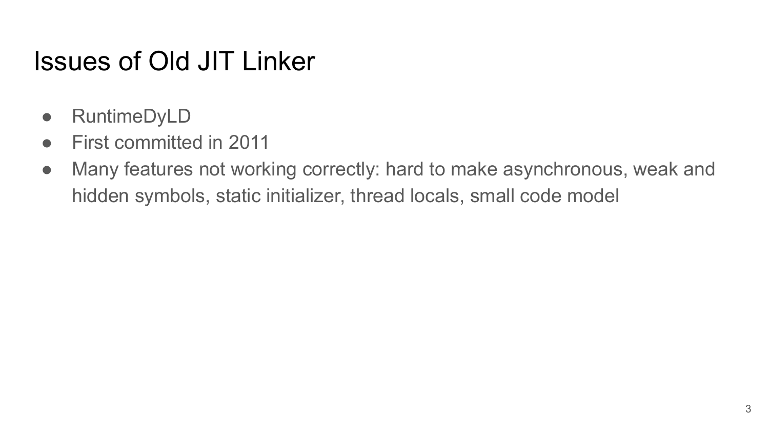# Issues of Old JIT Linker

- RuntimeDyLD
- First committed in 2011
- Many features not working correctly: hard to make asynchronous, weak and hidden symbols, static initializer, thread locals, small code model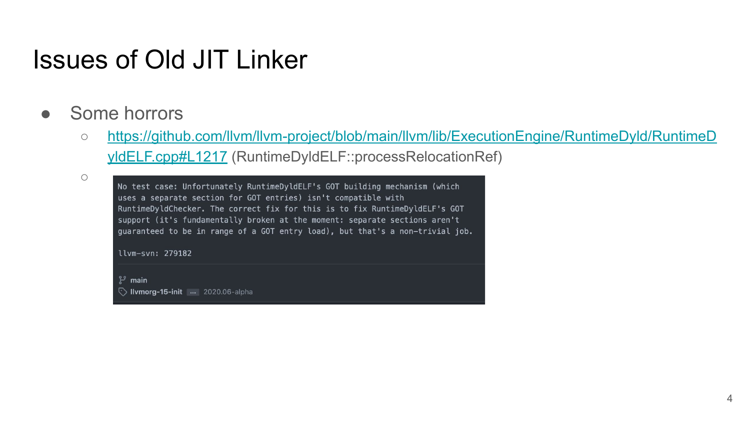# Issues of Old JIT Linker

- Some horrors
  - https://github.com/llvm/llvm-project/blob/main/llvm/lib/ExecutionEngine/RuntimeDyld/RuntimeDyldELF.cpp#L1217 (RuntimeDyldELF::processRelocationRef)
  - 
    ```
    No test case: Unfortunately RuntimeDyldELF's GOT building mechanism (which
    uses a separate section for GOT entries) isn't compatible with
    RuntimeDyldChecker. The correct fix for this is to fix RuntimeDyldELF's GOT
    support (it's fundamentally broken at the moment: separate sections aren't
    guaranteed to be in range of a GOT entry load), but that's a non-trivial job.

    llvm-svn: 279182

    main
    llvmorg-15-init ... 2020.06-alpha
    ```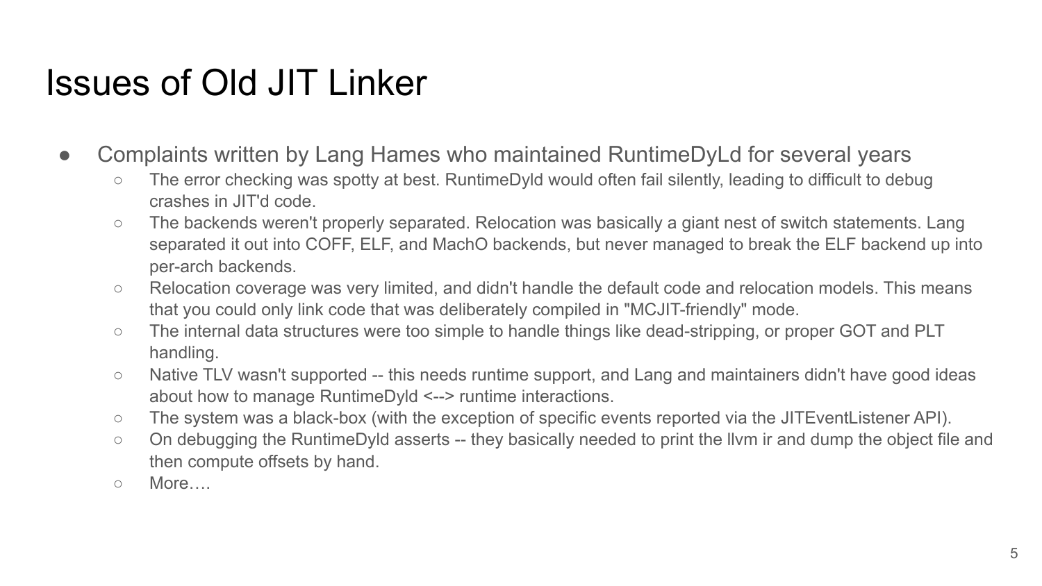# Issues of Old JIT Linker

- Complaints written by Lang Hames who maintained RuntimeDyLd for several years
  - The error checking was spotty at best. RuntimeDyld would often fail silently, leading to difficult to debug crashes in JIT'd code.
  - The backends weren't properly separated. Relocation was basically a giant nest of switch statements. Lang separated it out into COFF, ELF, and MachO backends, but never managed to break the ELF backend up into per-arch backends.
  - Relocation coverage was very limited, and didn't handle the default code and relocation models. This means that you could only link code that was deliberately compiled in "MCJIT-friendly" mode.
  - The internal data structures were too simple to handle things like dead-stripping, or proper GOT and PLT handling.
  - Native TLV wasn't supported -- this needs runtime support, and Lang and maintainers didn't have good ideas about how to manage RuntimeDyld <--> runtime interactions.
  - The system was a black-box (with the exception of specific events reported via the JITEventListener API).
  - On debugging the RuntimeDyld asserts -- they basically needed to print the llvm ir and dump the object file and then compute offsets by hand.
  - More….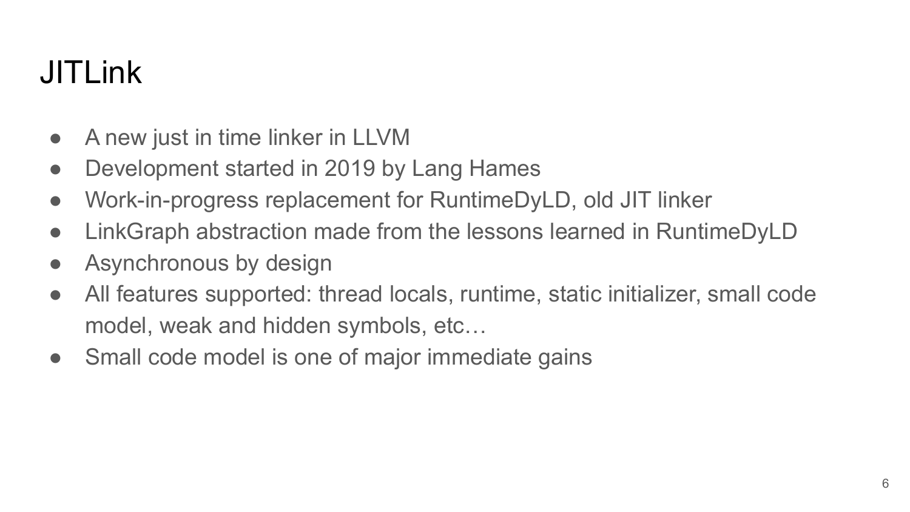# JITLink

- A new just in time linker in LLVM
- Development started in 2019 by Lang Hames
- Work-in-progress replacement for RuntimeDyLD, old JIT linker
- LinkGraph abstraction made from the lessons learned in RuntimeDyLD
- Asynchronous by design
- All features supported: thread locals, runtime, static initializer, small code model, weak and hidden symbols, etc…
- Small code model is one of major immediate gains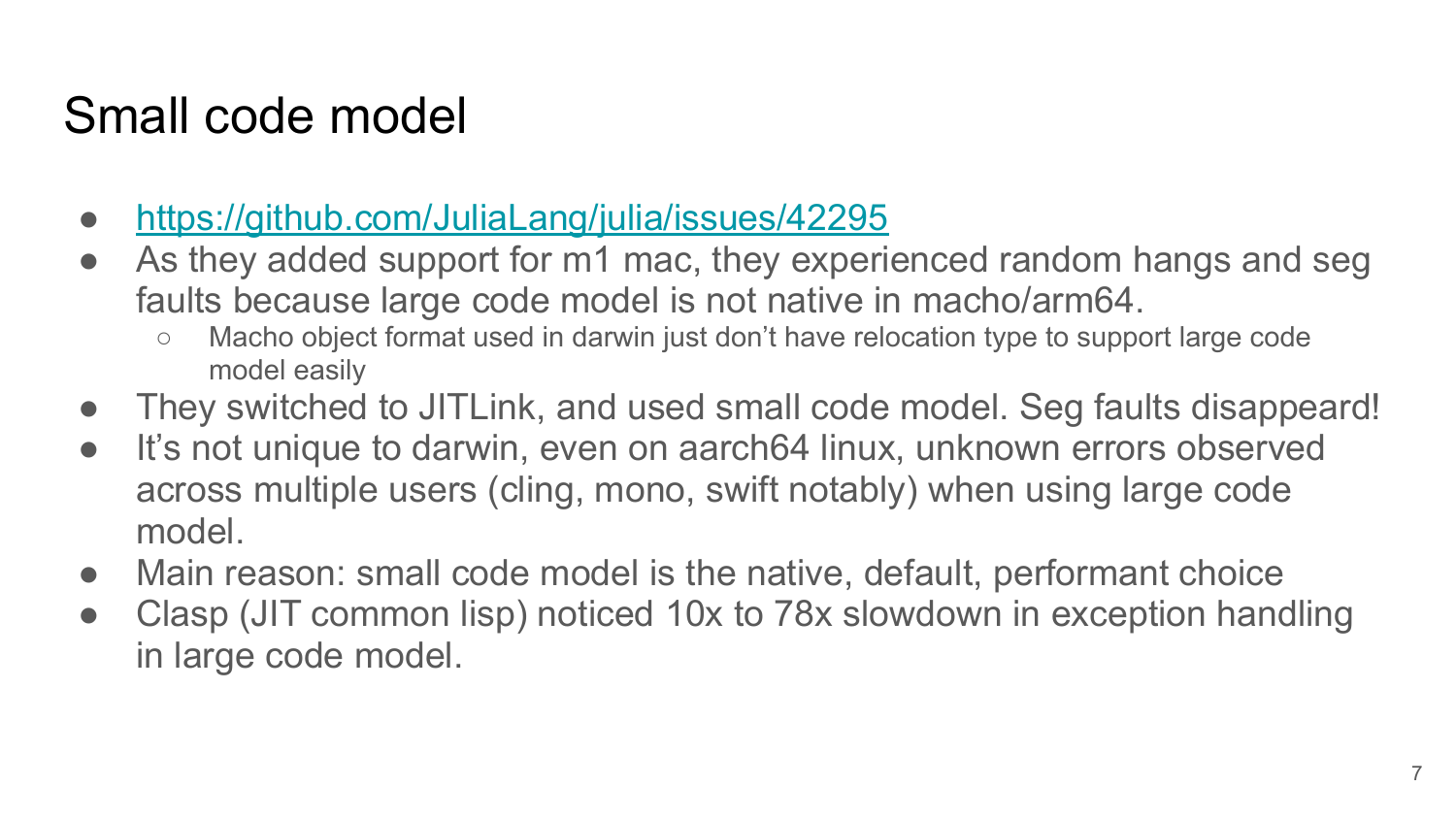# Small code model

- https://github.com/JuliaLang/julia/issues/42295
- As they added support for m1 mac, they experienced random hangs and seg faults because large code model is not native in macho/arm64.
  - Macho object format used in darwin just don't have relocation type to support large code model easily
- They switched to JITLink, and used small code model. Seg faults disappeard!
- It's not unique to darwin, even on aarch64 linux, unknown errors observed across multiple users (cling, mono, swift notably) when using large code model.
- Main reason: small code model is the native, default, performant choice
- Clasp (JIT common lisp) noticed 10x to 78x slowdown in exception handling in large code model.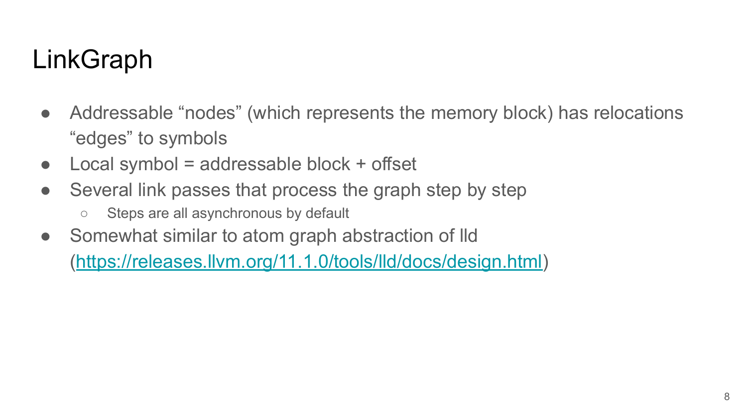# LinkGraph

- Addressable “nodes” (which represents the memory block) has relocations “edges” to symbols
- Local symbol = addressable block + offset
- Several link passes that process the graph step by step
  - Steps are all asynchronous by default
- Somewhat similar to atom graph abstraction of lld ([https://releases.llvm.org/11.1.0/tools/lld/docs/design.html](https://releases.llvm.org/11.1.0/tools/lld/docs/design.html))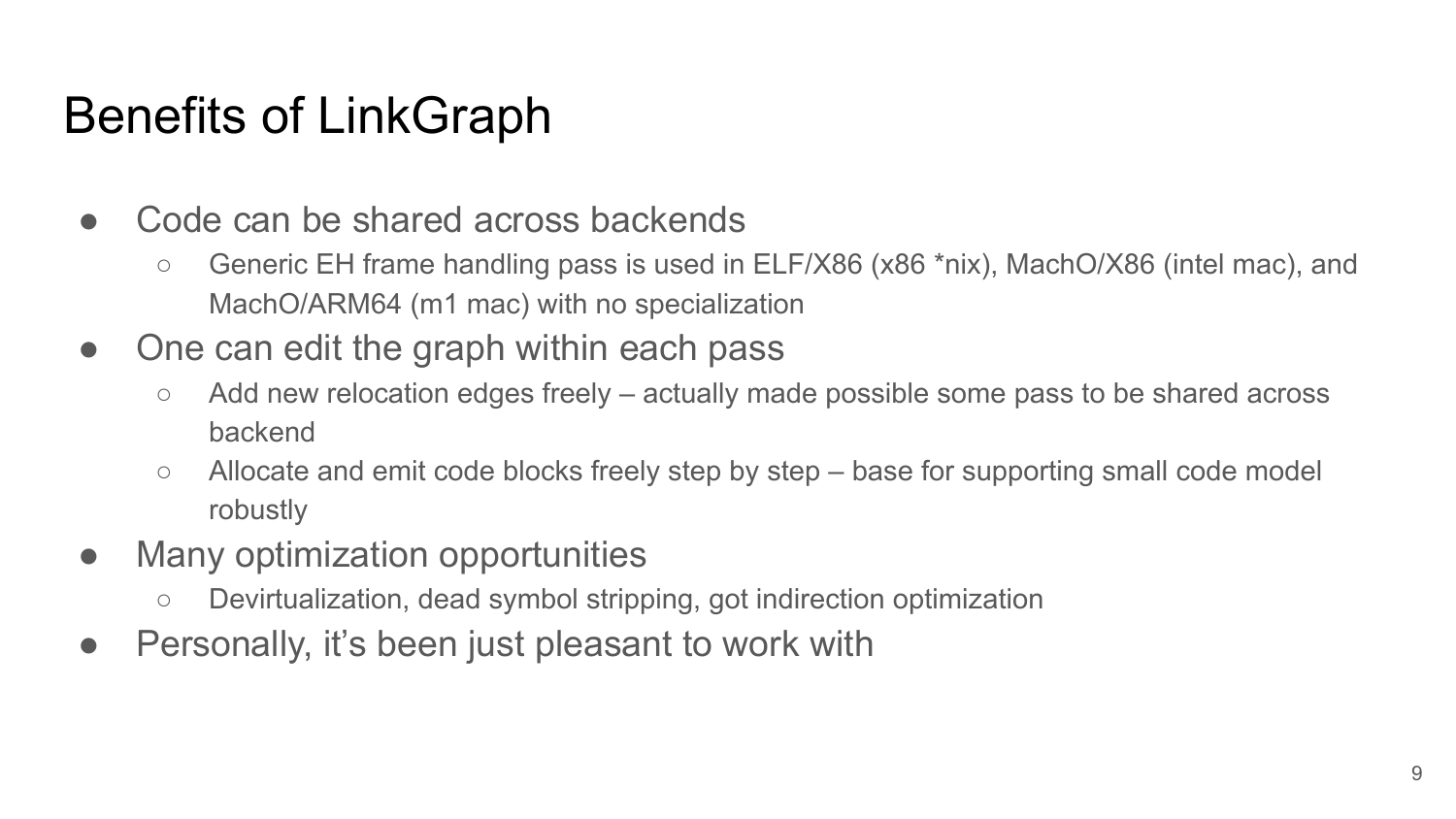# Benefits of LinkGraph

- Code can be shared across backends
  - Generic EH frame handling pass is used in ELF/X86 (x86 *nix), MachO/X86 (intel mac), and MachO/ARM64 (m1 mac) with no specialization
- One can edit the graph within each pass
  - Add new relocation edges freely – actually made possible some pass to be shared across backend
  - Allocate and emit code blocks freely step by step – base for supporting small code model robustly
- Many optimization opportunities
  - Devirtualization, dead symbol stripping, got indirection optimization
- Personally, it's been just pleasant to work with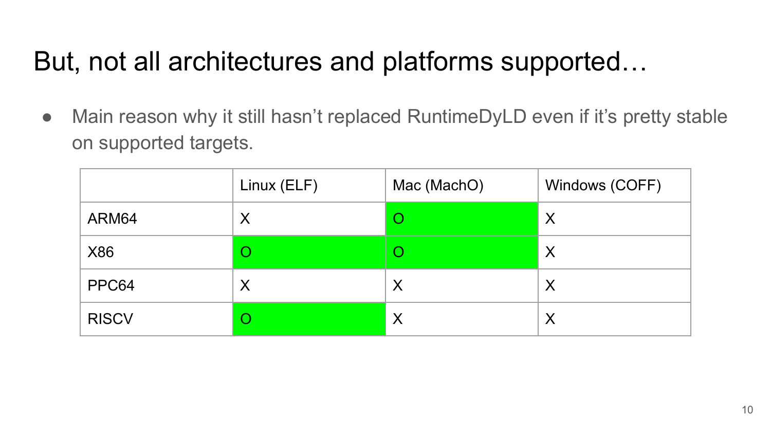# But, not all architectures and platforms supported…

- Main reason why it still hasn't replaced RuntimeDyLD even if it's pretty stable on supported targets.

| | Linux (ELF) | Mac (MachO) | Windows (COFF) |
|---|---|---|---|
| ARM64 | X | O | X |
| X86 | O | O | X |
| PPC64 | X | X | X |
| RISCV | O | X | X |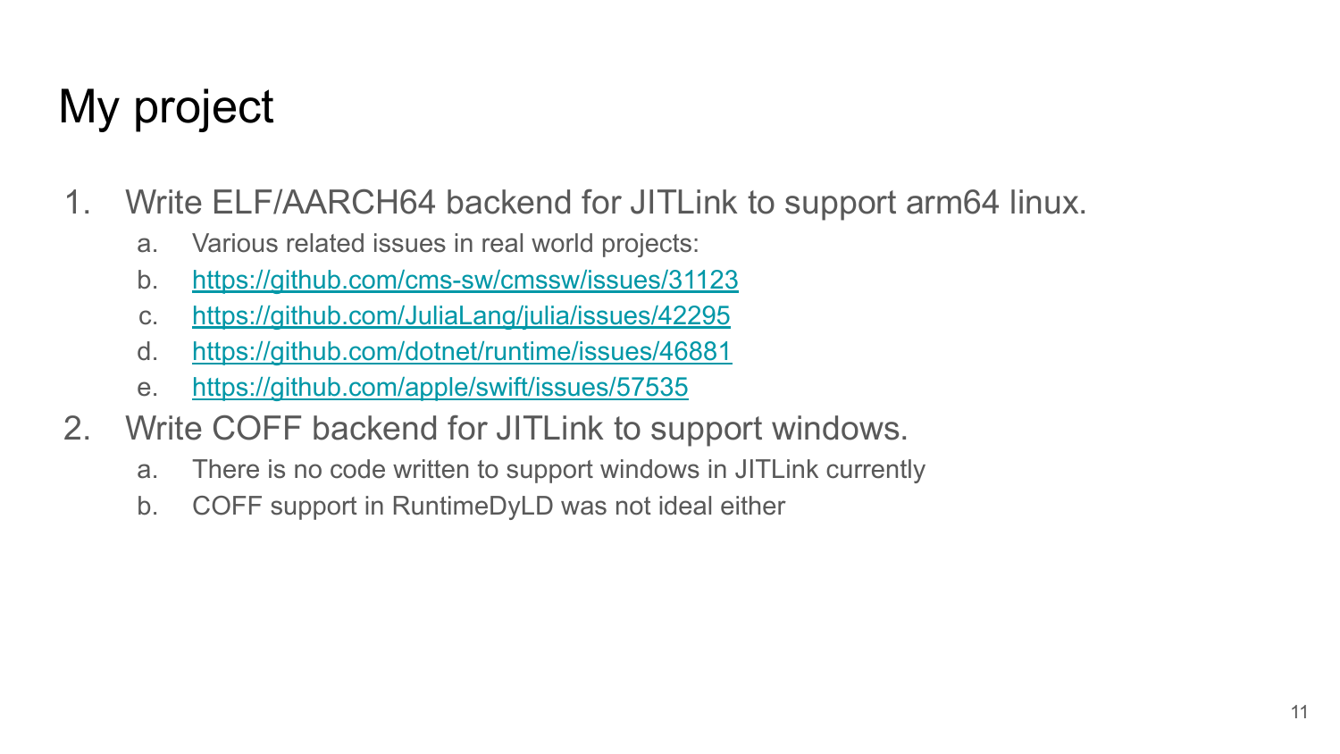# My project

1. Write ELF/AARCH64 backend for JITLink to support arm64 linux.
   a. Various related issues in real world projects:
   b. https://github.com/cms-sw/cmssw/issues/31123
   c. https://github.com/JuliaLang/julia/issues/42295
   d. https://github.com/dotnet/runtime/issues/46881
   e. https://github.com/apple/swift/issues/57535
2. Write COFF backend for JITLink to support windows.
   a. There is no code written to support windows in JITLink currently
   b. COFF support in RuntimeDyLD was not ideal either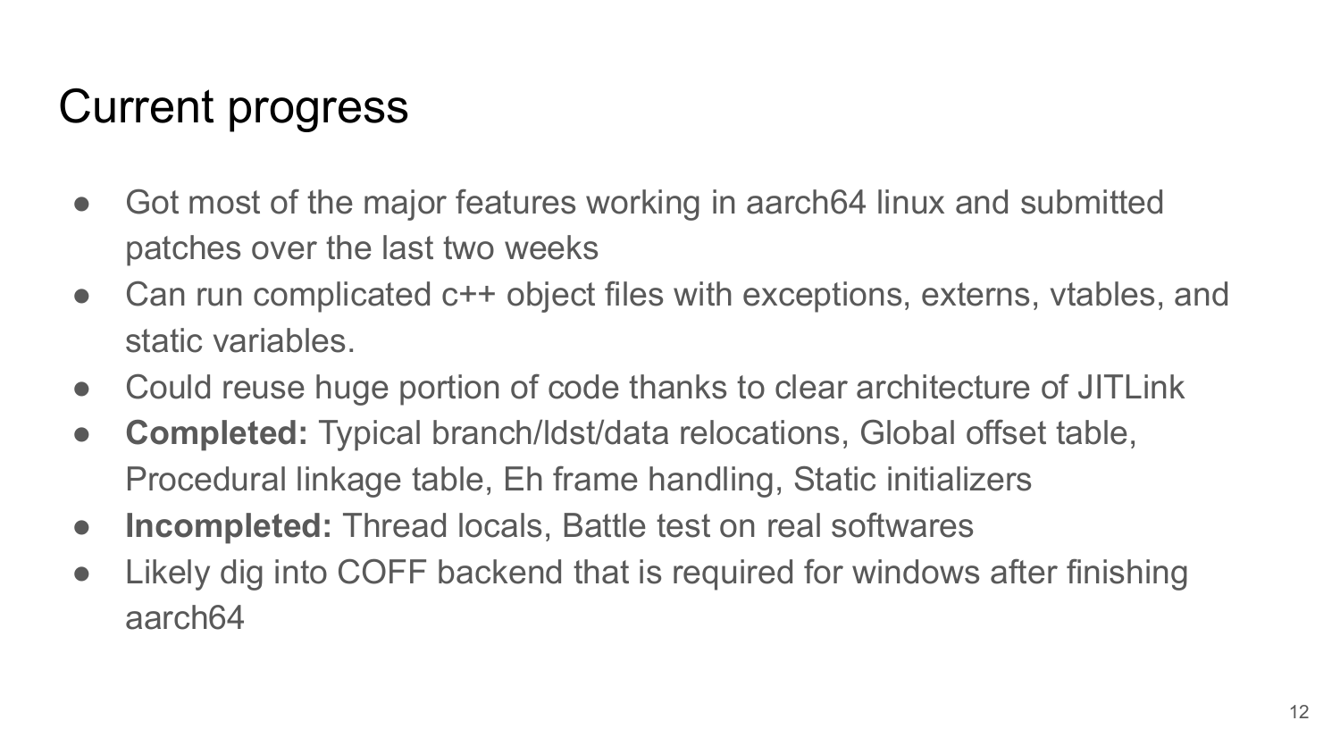# Current progress

- Got most of the major features working in aarch64 linux and submitted patches over the last two weeks
- Can run complicated c++ object files with exceptions, externs, vtables, and static variables.
- Could reuse huge portion of code thanks to clear architecture of JITLink
- **Completed:** Typical branch/ldst/data relocations, Global offset table, Procedural linkage table, Eh frame handling, Static initializers
- **Incompleted:** Thread locals, Battle test on real softwares
- Likely dig into COFF backend that is required for windows after finishing aarch64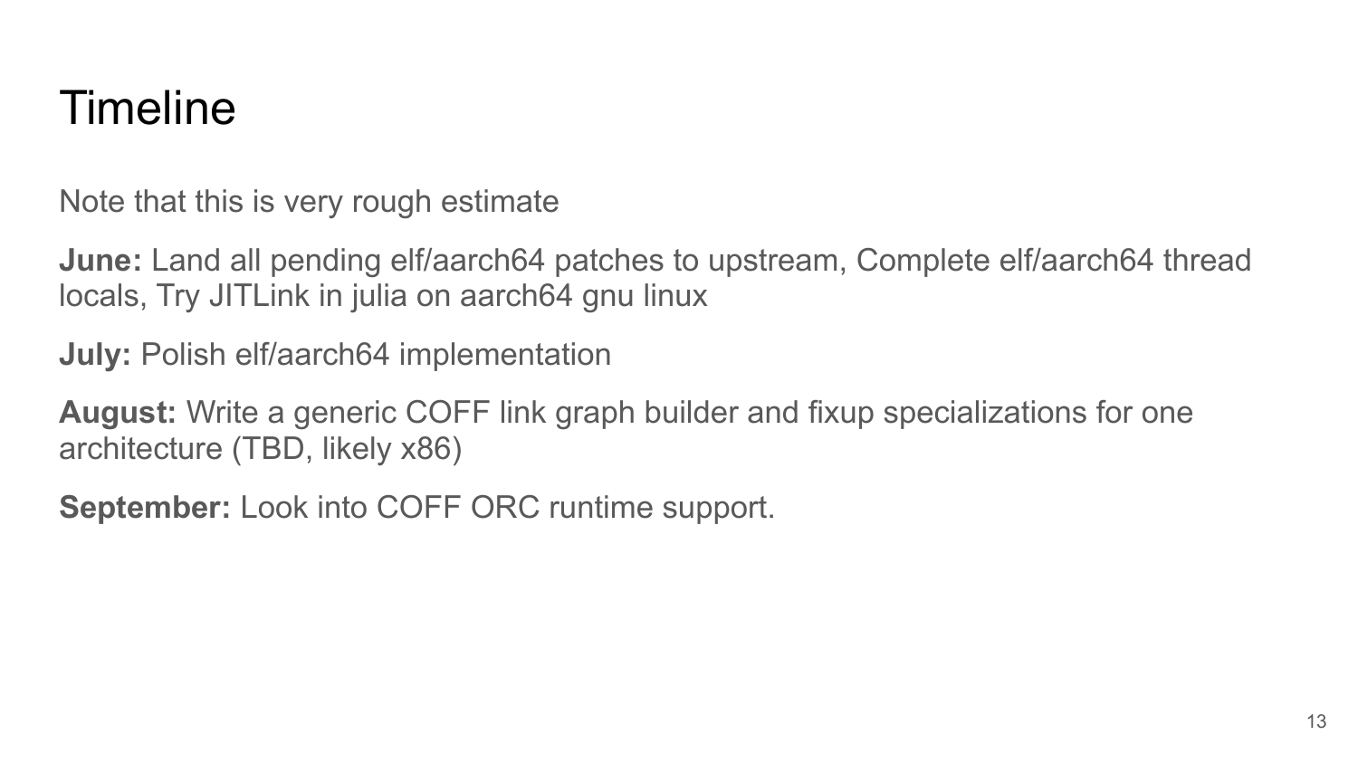# Timeline

Note that this is very rough estimate

**June:** Land all pending elf/aarch64 patches to upstream, Complete elf/aarch64 thread locals, Try JITLink in julia on aarch64 gnu linux

**July:** Polish elf/aarch64 implementation

**August:** Write a generic COFF link graph builder and fixup specializations for one architecture (TBD, likely x86)

**September:** Look into COFF ORC runtime support.